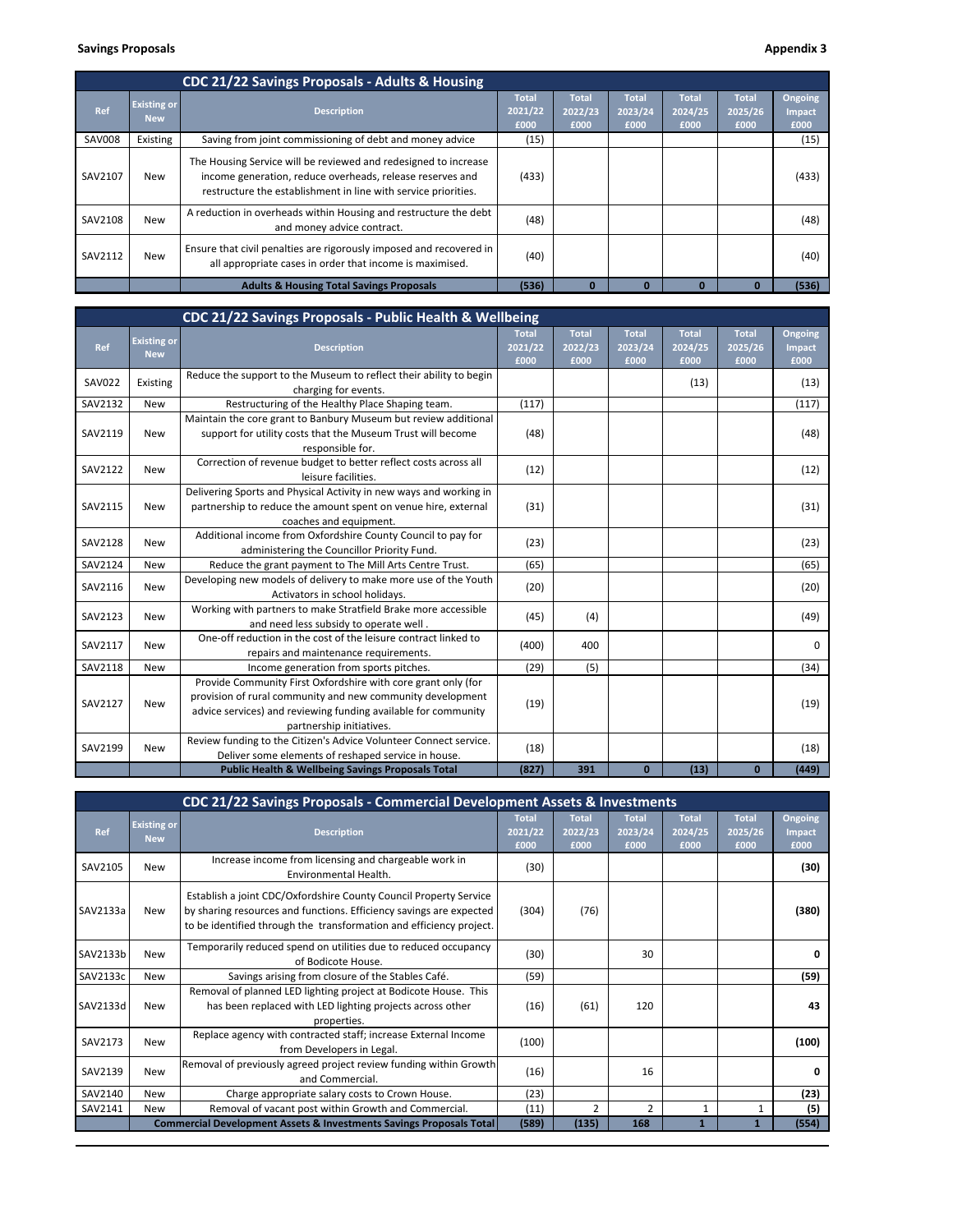**Savings Proposals** **Appendix 3**

## CDC 21/22 Savings Proposals - Adults & Housing

| Ref | Existing or New | Description | Total 2021/22 £000 | Total 2022/23 £000 | Total 2023/24 £000 | Total 2024/25 £000 | Total 2025/26 £000 | Ongoing Impact £000 |
|---|---|---|---|---|---|---|---|---|
| SAV008 | Existing | Saving from joint commissioning of debt and money advice | (15) | | | | | (15) |
| SAV2107 | New | The Housing Service will be reviewed and redesigned to increase income generation, reduce overheads, release reserves and restructure the establishment in line with service priorities. | (433) | | | | | (433) |
| SAV2108 | New | A reduction in overheads within Housing and restructure the debt and money advice contract. | (48) | | | | | (48) |
| SAV2112 | New | Ensure that civil penalties are rigorously imposed and recovered in all appropriate cases in order that income is maximised. | (40) | | | | | (40) |
| | | **Adults & Housing Total Savings Proposals** | **(536)** | **0** | **0** | **0** | **0** | **(536)** |

## CDC 21/22 Savings Proposals - Public Health & Wellbeing

| Ref | Existing or New | Description | Total 2021/22 £000 | Total 2022/23 £000 | Total 2023/24 £000 | Total 2024/25 £000 | Total 2025/26 £000 | Ongoing Impact £000 |
|---|---|---|---|---|---|---|---|---|
| SAV022 | Existing | Reduce the support to the Museum to reflect their ability to begin charging for events. | | | | (13) | | (13) |
| SAV2132 | New | Restructuring of the Healthy Place Shaping team. | (117) | | | | | (117) |
| SAV2119 | New | Maintain the core grant to Banbury Museum but review additional support for utility costs that the Museum Trust will become responsible for. | (48) | | | | | (48) |
| SAV2122 | New | Correction of revenue budget to better reflect costs across all leisure facilities. | (12) | | | | | (12) |
| SAV2115 | New | Delivering Sports and Physical Activity in new ways and working in partnership to reduce the amount spent on venue hire, external coaches and equipment. | (31) | | | | | (31) |
| SAV2128 | New | Additional income from Oxfordshire County Council to pay for administering the Councillor Priority Fund. | (23) | | | | | (23) |
| SAV2124 | New | Reduce the grant payment to The Mill Arts Centre Trust. | (65) | | | | | (65) |
| SAV2116 | New | Developing new models of delivery to make more use of the Youth Activators in school holidays. | (20) | | | | | (20) |
| SAV2123 | New | Working with partners to make Stratfield Brake more accessible and need less subsidy to operate well . | (45) | (4) | | | | (49) |
| SAV2117 | New | One-off reduction in the cost of the leisure contract linked to repairs and maintenance requirements. | (400) | 400 | | | | 0 |
| SAV2118 | New | Income generation from sports pitches. | (29) | (5) | | | | (34) |
| SAV2127 | New | Provide Community First Oxfordshire with core grant only (for provision of rural community and new community development advice services) and reviewing funding available for community partnership initiatives. | (19) | | | | | (19) |
| SAV2199 | New | Review funding to the Citizen's Advice Volunteer Connect service. Deliver some elements of reshaped service in house. | (18) | | | | | (18) |
| | | **Public Health & Wellbeing Savings Proposals Total** | **(827)** | **391** | **0** | **(13)** | **0** | **(449)** |

## CDC 21/22 Savings Proposals - Commercial Development Assets & Investments

| Ref | Existing or New | Description | Total 2021/22 £000 | Total 2022/23 £000 | Total 2023/24 £000 | Total 2024/25 £000 | Total 2025/26 £000 | Ongoing Impact £000 |
|---|---|---|---|---|---|---|---|---|
| SAV2105 | New | Increase income from licensing and chargeable work in Environmental Health. | (30) | | | | | **(30)** |
| SAV2133a | New | Establish a joint CDC/Oxfordshire County Council Property Service by sharing resources and functions. Efficiency savings are expected to be identified through the transformation and efficiency project. | (304) | (76) | | | | **(380)** |
| SAV2133b | New | Temporarily reduced spend on utilities due to reduced occupancy of Bodicote House. | (30) | | 30 | | | **0** |
| SAV2133c | New | Savings arising from closure of the Stables Café. | (59) | | | | | **(59)** |
| SAV2133d | New | Removal of planned LED lighting project at Bodicote House. This has been replaced with LED lighting projects across other properties. | (16) | (61) | 120 | | | **43** |
| SAV2173 | New | Replace agency with contracted staff; increase External Income from Developers in Legal. | (100) | | | | | **(100)** |
| SAV2139 | New | Removal of previously agreed project review funding within Growth and Commercial. | (16) | | 16 | | | **0** |
| SAV2140 | New | Charge appropriate salary costs to Crown House. | (23) | | | | | **(23)** |
| SAV2141 | New | Removal of vacant post within Growth and Commercial. | (11) | 2 | 2 | 1 | 1 | **(5)** |
| | | **Commercial Development Assets & Investments Savings Proposals Total** | **(589)** | **(135)** | **168** | **1** | **1** | **(554)** |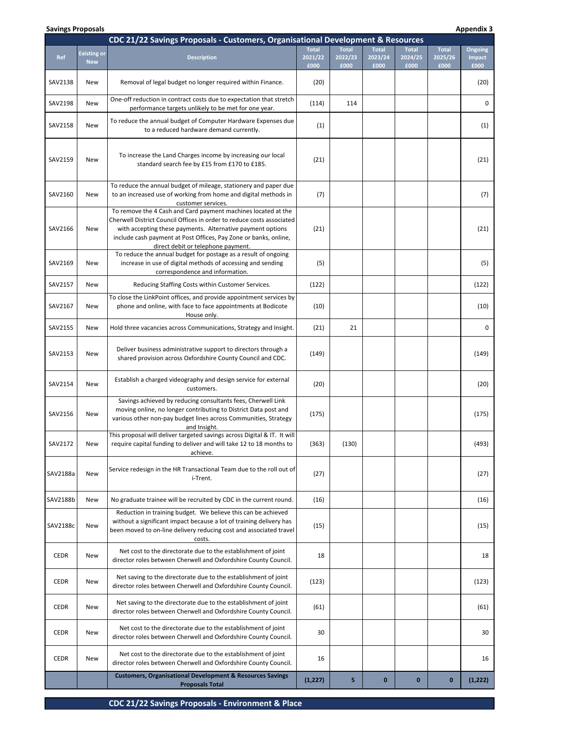**Savings Proposals** **Appendix 3**

## CDC 21/22 Savings Proposals - Customers, Organisational Development & Resources

| Ref | Existing or New | Description | Total 2021/22 £000 | Total 2022/23 £000 | Total 2023/24 £000 | Total 2024/25 £000 | Total 2025/26 £000 | Ongoing Impact £000 |
|---|---|---|---|---|---|---|---|---|
| SAV2138 | New | Removal of legal budget no longer required within Finance. | (20) | | | | | (20) |
| SAV2198 | New | One-off reduction in contract costs due to expectation that stretch performance targets unlikely to be met for one year. | (114) | 114 | | | | 0 |
| SAV2158 | New | To reduce the annual budget of Computer Hardware Expenses due to a reduced hardware demand currently. | (1) | | | | | (1) |
| SAV2159 | New | To increase the Land Charges income by increasing our local standard search fee by £15 from £170 to £185. | (21) | | | | | (21) |
| SAV2160 | New | To reduce the annual budget of mileage, stationery and paper due to an increased use of working from home and digital methods in customer services. | (7) | | | | | (7) |
| SAV2166 | New | To remove the 4 Cash and Card payment machines located at the Cherwell District Council Offices in order to reduce costs associated with accepting these payments. Alternative payment options include cash payment at Post Offices, Pay Zone or banks, online, direct debit or telephone payment. | (21) | | | | | (21) |
| SAV2169 | New | To reduce the annual budget for postage as a result of ongoing increase in use of digital methods of accessing and sending correspondence and information. | (5) | | | | | (5) |
| SAV2157 | New | Reducing Staffing Costs within Customer Services. | (122) | | | | | (122) |
| SAV2167 | New | To close the LinkPoint offices, and provide appointment services by phone and online, with face to face appointments at Bodicote House only. | (10) | | | | | (10) |
| SAV2155 | New | Hold three vacancies across Communications, Strategy and Insight. | (21) | 21 | | | | 0 |
| SAV2153 | New | Deliver business administrative support to directors through a shared provision across Oxfordshire County Council and CDC. | (149) | | | | | (149) |
| SAV2154 | New | Establish a charged videography and design service for external customers. | (20) | | | | | (20) |
| SAV2156 | New | Savings achieved by reducing consultants fees, Cherwell Link moving online, no longer contributing to District Data post and various other non-pay budget lines across Communities, Strategy and Insight. | (175) | | | | | (175) |
| SAV2172 | New | This proposal will deliver targeted savings across Digital & IT. It will require capital funding to deliver and will take 12 to 18 months to achieve. | (363) | (130) | | | | (493) |
| SAV2188a | New | Service redesign in the HR Transactional Team due to the roll out of i-Trent. | (27) | | | | | (27) |
| SAV2188b | New | No graduate trainee will be recruited by CDC in the current round. | (16) | | | | | (16) |
| SAV2188c | New | Reduction in training budget. We believe this can be achieved without a significant impact because a lot of training delivery has been moved to on-line delivery reducing cost and associated travel costs. | (15) | | | | | (15) |
| CEDR | New | Net cost to the directorate due to the establishment of joint director roles between Cherwell and Oxfordshire County Council. | 18 | | | | | 18 |
| CEDR | New | Net saving to the directorate due to the establishment of joint director roles between Cherwell and Oxfordshire County Council. | (123) | | | | | (123) |
| CEDR | New | Net saving to the directorate due to the establishment of joint director roles between Cherwell and Oxfordshire County Council. | (61) | | | | | (61) |
| CEDR | New | Net cost to the directorate due to the establishment of joint director roles between Cherwell and Oxfordshire County Council. | 30 | | | | | 30 |
| CEDR | New | Net cost to the directorate due to the establishment of joint director roles between Cherwell and Oxfordshire County Council. | 16 | | | | | 16 |
| | | **Customers, Organisational Development & Resources Savings Proposals Total** | **(1,227)** | **5** | **0** | **0** | **0** | **(1,222)** |

## CDC 21/22 Savings Proposals - Environment & Place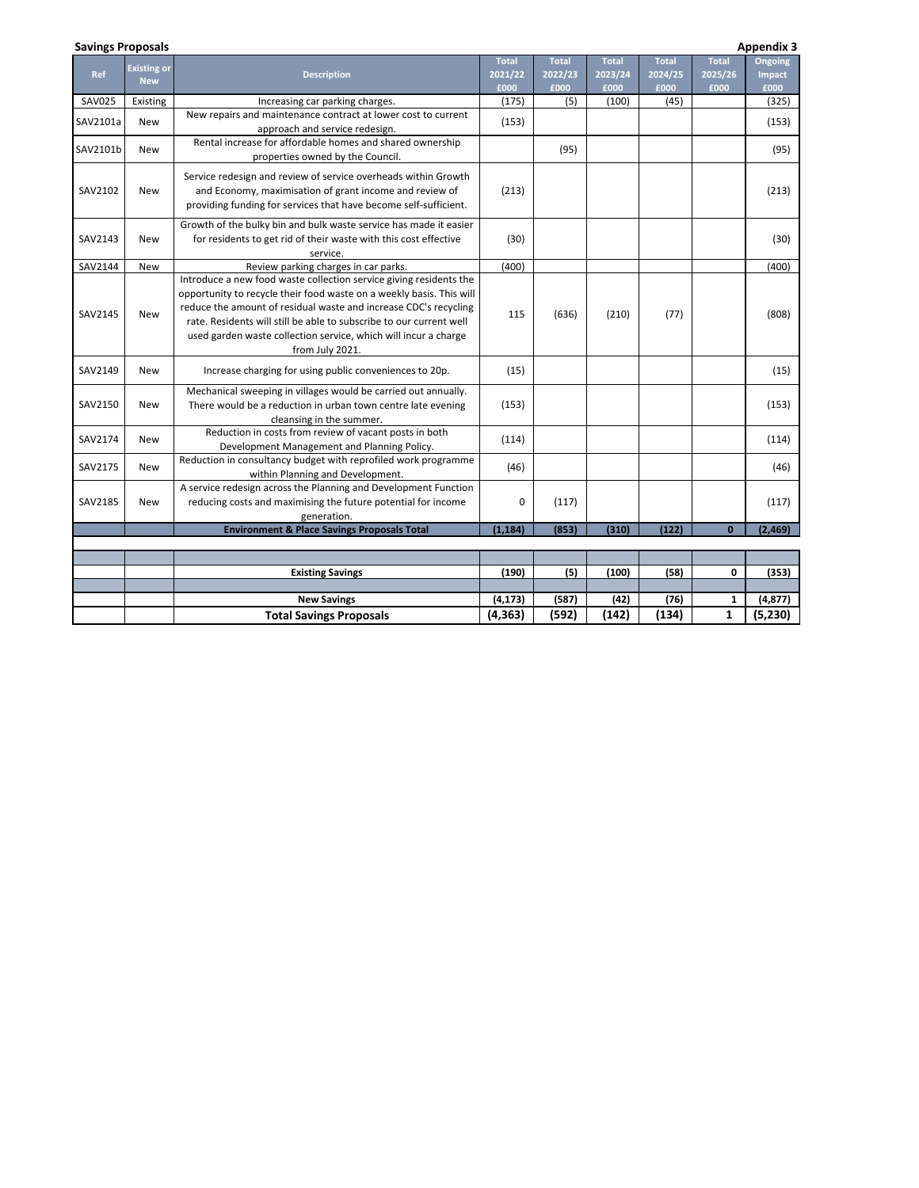**Savings Proposals** **Appendix 3**

| Ref | Existing or New | Description | Total 2021/22 £000 | Total 2022/23 £000 | Total 2023/24 £000 | Total 2024/25 £000 | Total 2025/26 £000 | Ongoing Impact £000 |
|---|---|---|---|---|---|---|---|---|
| SAV025 | Existing | Increasing car parking charges. | (175) | (5) | (100) | (45) | | (325) |
| SAV2101a | New | New repairs and maintenance contract at lower cost to current approach and service redesign. | (153) | | | | | (153) |
| SAV2101b | New | Rental increase for affordable homes and shared ownership properties owned by the Council. | | (95) | | | | (95) |
| SAV2102 | New | Service redesign and review of service overheads within Growth and Economy, maximisation of grant income and review of providing funding for services that have become self-sufficient. | (213) | | | | | (213) |
| SAV2143 | New | Growth of the bulky bin and bulk waste service has made it easier for residents to get rid of their waste with this cost effective service. | (30) | | | | | (30) |
| SAV2144 | New | Review parking charges in car parks. | (400) | | | | | (400) |
| SAV2145 | New | Introduce a new food waste collection service giving residents the opportunity to recycle their food waste on a weekly basis. This will reduce the amount of residual waste and increase CDC's recycling rate. Residents will still be able to subscribe to our current well used garden waste collection service, which will incur a charge from July 2021. | 115 | (636) | (210) | (77) | | (808) |
| SAV2149 | New | Increase charging for using public conveniences to 20p. | (15) | | | | | (15) |
| SAV2150 | New | Mechanical sweeping in villages would be carried out annually. There would be a reduction in urban town centre late evening cleansing in the summer. | (153) | | | | | (153) |
| SAV2174 | New | Reduction in costs from review of vacant posts in both Development Management and Planning Policy. | (114) | | | | | (114) |
| SAV2175 | New | Reduction in consultancy budget with reprofiled work programme within Planning and Development. | (46) | | | | | (46) |
| SAV2185 | New | A service redesign across the Planning and Development Function reducing costs and maximising the future potential for income generation. | 0 | (117) | | | | (117) |
| | | **Environment & Place Savings Proposals Total** | **(1,184)** | **(853)** | **(310)** | **(122)** | **0** | **(2,469)** |
| | | | | | | | | |
| | | **Existing Savings** | **(190)** | **(5)** | **(100)** | **(58)** | **0** | **(353)** |
| | | **New Savings** | **(4,173)** | **(587)** | **(42)** | **(76)** | **1** | **(4,877)** |
| | | **Total Savings Proposals** | **(4,363)** | **(592)** | **(142)** | **(134)** | **1** | **(5,230)** |